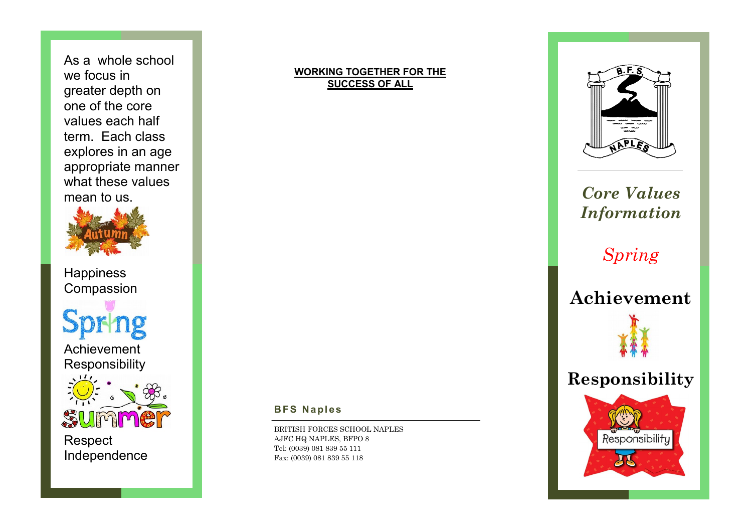As a whole school we focus in greater depth on one of the core values each half term. Each class explores in an age appropriate manner what these values mean to us.

Autumn

Happiness
Compassion

Spring

Achievement
Responsibility

Summer

Respect
Independence

**WORKING TOGETHER FOR THE SUCCESS OF ALL**

**BFS Naples**

BRITISH FORCES SCHOOL NAPLES
AJFC HQ NAPLES, BFPO 8
Tel: (0039) 081 839 55 111
Fax: (0039) 081 839 55 118

B.F.S. NAPLES

# *Core Values Information*

## *Spring*

## Achievement

## Responsibility

Responsibility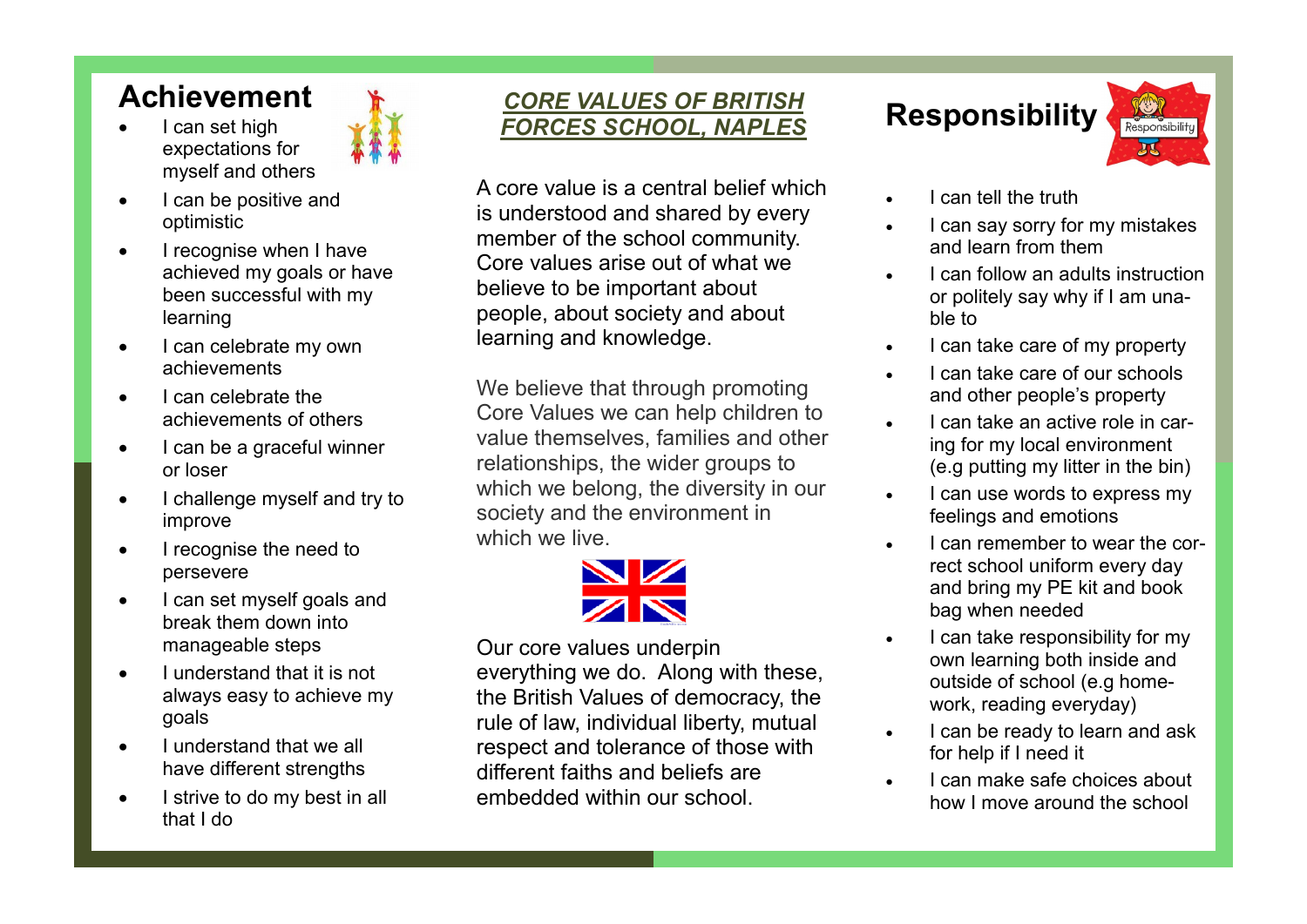## Achievement

- I can set high expectations for myself and others
- I can be positive and optimistic
- I recognise when I have achieved my goals or have been successful with my learning
- I can celebrate my own achievements
- I can celebrate the achievements of others
- I can be a graceful winner or loser
- I challenge myself and try to improve
- I recognise the need to persevere
- I can set myself goals and break them down into manageable steps
- I understand that it is not always easy to achieve my goals
- I understand that we all have different strengths
- I strive to do my best in all that I do

## *CORE VALUES OF BRITISH FORCES SCHOOL, NAPLES*

A core value is a central belief which is understood and shared by every member of the school community. Core values arise out of what we believe to be important about people, about society and about learning and knowledge.

We believe that through promoting Core Values we can help children to value themselves, families and other relationships, the wider groups to which we belong, the diversity in our society and the environment in which we live.

Our core values underpin everything we do. Along with these, the British Values of democracy, the rule of law, individual liberty, mutual respect and tolerance of those with different faiths and beliefs are embedded within our school.

## Responsibility

- I can tell the truth
- I can say sorry for my mistakes and learn from them
- I can follow an adults instruction or politely say why if I am unable to
- I can take care of my property
- I can take care of our schools and other people's property
- I can take an active role in caring for my local environment (e.g putting my litter in the bin)
- I can use words to express my feelings and emotions
- I can remember to wear the correct school uniform every day and bring my PE kit and book bag when needed
- I can take responsibility for my own learning both inside and outside of school (e.g homework, reading everyday)
- I can be ready to learn and ask for help if I need it
- I can make safe choices about how I move around the school